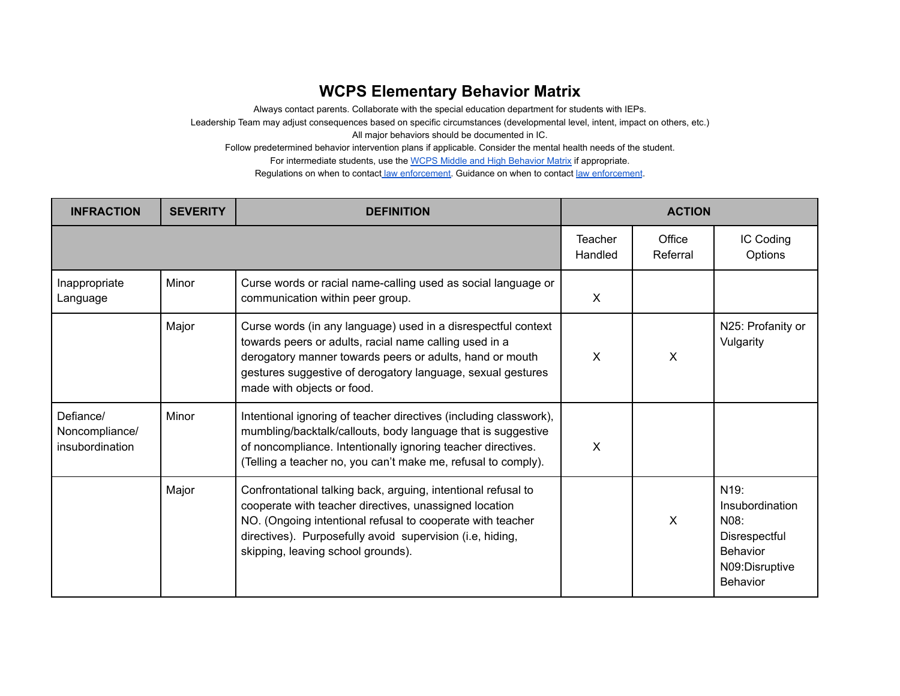# WCPS Elementary Behavior Matrix

Always contact parents. Collaborate with the special education department for students with IEPs.

Leadership Team may adjust consequences based on specific circumstances (developmental level, intent, impact on others, etc.)

All major behaviors should be documented in IC.

Follow predetermined behavior intervention plans if applicable. Consider the mental health needs of the student.

For intermediate students, use the WCPS Middle and High Behavior Matrix if appropriate.

Regulations on when to contact law enforcement. Guidance on when to contact law enforcement.

| INFRACTION | SEVERITY | DEFINITION | ACTION | | |
|---|---|---|---|---|---|
| | | | Teacher Handled | Office Referral | IC Coding Options |
| Inappropriate Language | Minor | Curse words or racial name-calling used as social language or communication within peer group. | X | | |
| | Major | Curse words (in any language) used in a disrespectful context towards peers or adults, racial name calling used in a derogatory manner towards peers or adults, hand or mouth gestures suggestive of derogatory language, sexual gestures made with objects or food. | X | X | N25: Profanity or Vulgarity |
| Defiance/ Noncompliance/ insubordination | Minor | Intentional ignoring of teacher directives (including classwork), mumbling/backtalk/callouts, body language that is suggestive of noncompliance. Intentionally ignoring teacher directives. (Telling a teacher no, you can't make me, refusal to comply). | X | | |
| | Major | Confrontational talking back, arguing, intentional refusal to cooperate with teacher directives, unassigned location NO. (Ongoing intentional refusal to cooperate with teacher directives). Purposefully avoid supervision (i.e, hiding, skipping, leaving school grounds). | | X | N19: Insubordination N08: Disrespectful Behavior N09:Disruptive Behavior |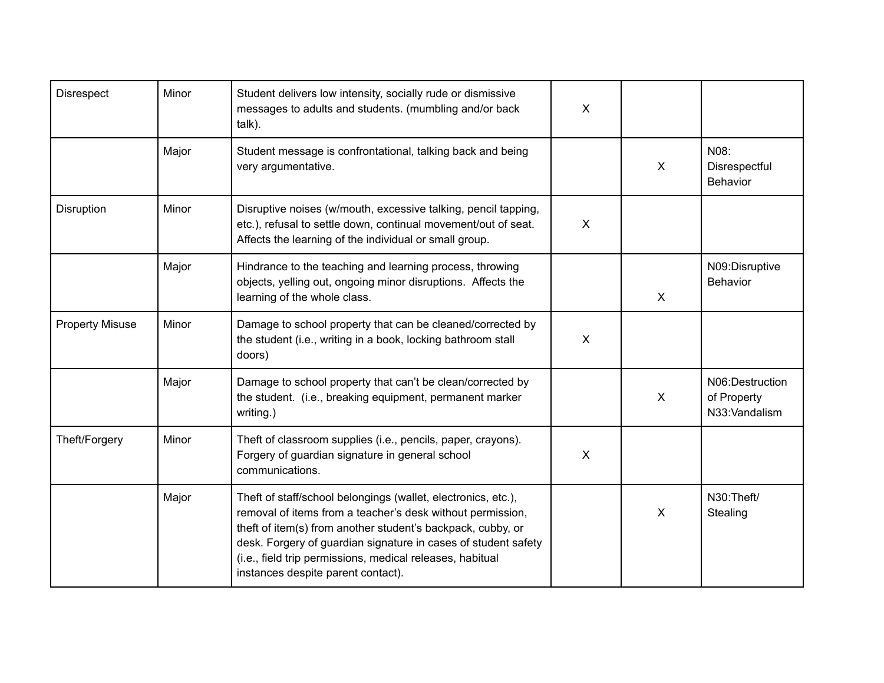| | | | | | |
|---|---|---|---|---|---|
| Disrespect | Minor | Student delivers low intensity, socially rude or dismissive messages to adults and students. (mumbling and/or back talk). | X | | |
| | Major | Student message is confrontational, talking back and being very argumentative. | | X | N08: Disrespectful Behavior |
| Disruption | Minor | Disruptive noises (w/mouth, excessive talking, pencil tapping, etc.), refusal to settle down, continual movement/out of seat. Affects the learning of the individual or small group. | X | | |
| | Major | Hindrance to the teaching and learning process, throwing objects, yelling out, ongoing minor disruptions. Affects the learning of the whole class. | | X | N09:Disruptive Behavior |
| Property Misuse | Minor | Damage to school property that can be cleaned/corrected by the student (i.e., writing in a book, locking bathroom stall doors) | X | | |
| | Major | Damage to school property that can't be clean/corrected by the student. (i.e., breaking equipment, permanent marker writing.) | | X | N06:Destruction of Property N33:Vandalism |
| Theft/Forgery | Minor | Theft of classroom supplies (i.e., pencils, paper, crayons). Forgery of guardian signature in general school communications. | X | | |
| | Major | Theft of staff/school belongings (wallet, electronics, etc.), removal of items from a teacher's desk without permission, theft of item(s) from another student's backpack, cubby, or desk. Forgery of guardian signature in cases of student safety (i.e., field trip permissions, medical releases, habitual instances despite parent contact). | | X | N30:Theft/ Stealing |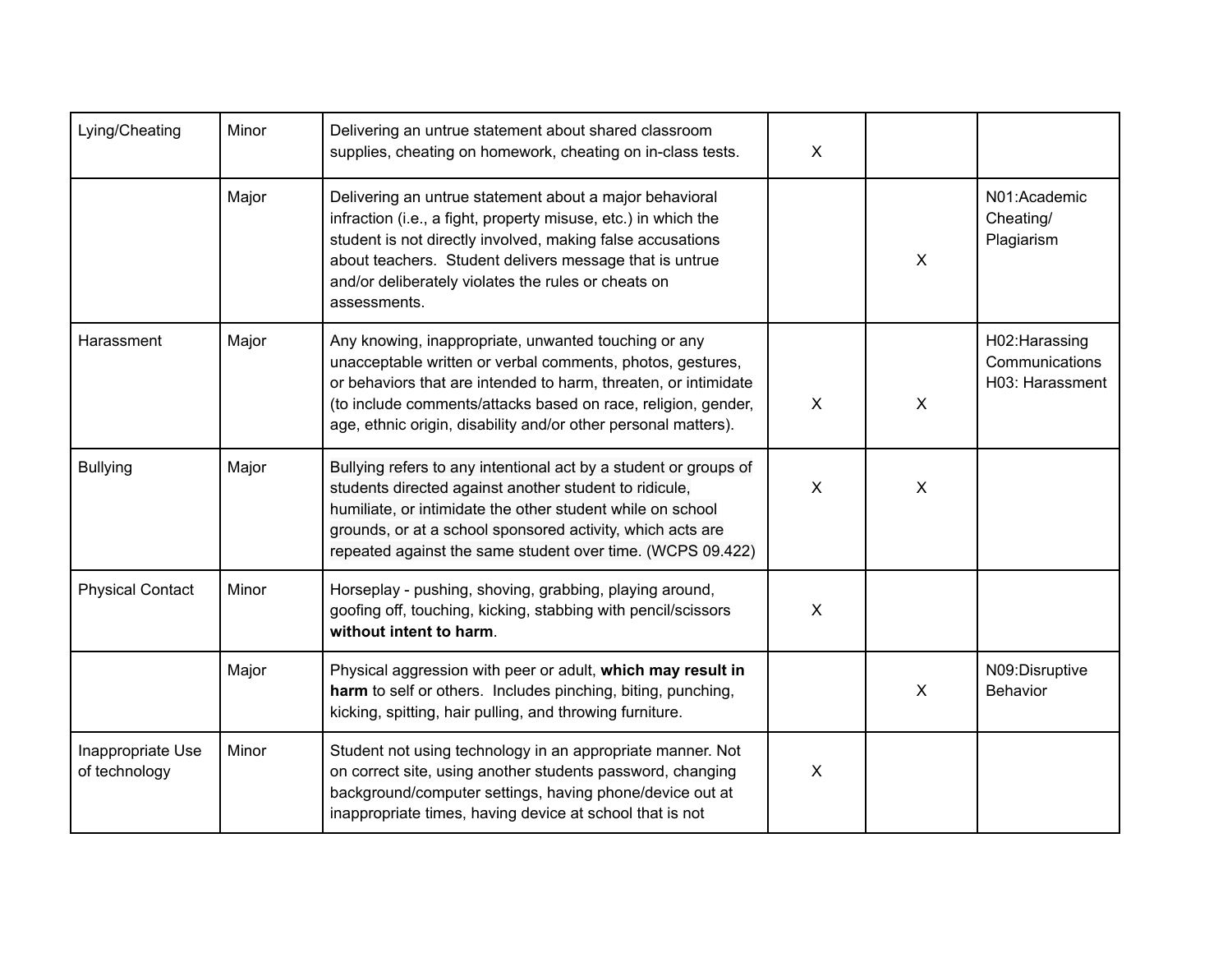| | | | | | |
|---|---|---|---|---|---|
| Lying/Cheating | Minor | Delivering an untrue statement about shared classroom supplies, cheating on homework, cheating on in-class tests. | X | | |
| | Major | Delivering an untrue statement about a major behavioral infraction (i.e., a fight, property misuse, etc.) in which the student is not directly involved, making false accusations about teachers. Student delivers message that is untrue and/or deliberately violates the rules or cheats on assessments. | | X | N01:Academic Cheating/ Plagiarism |
| Harassment | Major | Any knowing, inappropriate, unwanted touching or any unacceptable written or verbal comments, photos, gestures, or behaviors that are intended to harm, threaten, or intimidate (to include comments/attacks based on race, religion, gender, age, ethnic origin, disability and/or other personal matters). | X | X | H02:Harassing Communications H03: Harassment |
| Bullying | Major | Bullying refers to any intentional act by a student or groups of students directed against another student to ridicule, humiliate, or intimidate the other student while on school grounds, or at a school sponsored activity, which acts are repeated against the same student over time. (WCPS 09.422) | X | X | |
| Physical Contact | Minor | Horseplay - pushing, shoving, grabbing, playing around, goofing off, touching, kicking, stabbing with pencil/scissors **without intent to harm**. | X | | |
| | Major | Physical aggression with peer or adult, **which may result in harm** to self or others. Includes pinching, biting, punching, kicking, spitting, hair pulling, and throwing furniture. | | X | N09:Disruptive Behavior |
| Inappropriate Use of technology | Minor | Student not using technology in an appropriate manner. Not on correct site, using another students password, changing background/computer settings, having phone/device out at inappropriate times, having device at school that is not | X | | |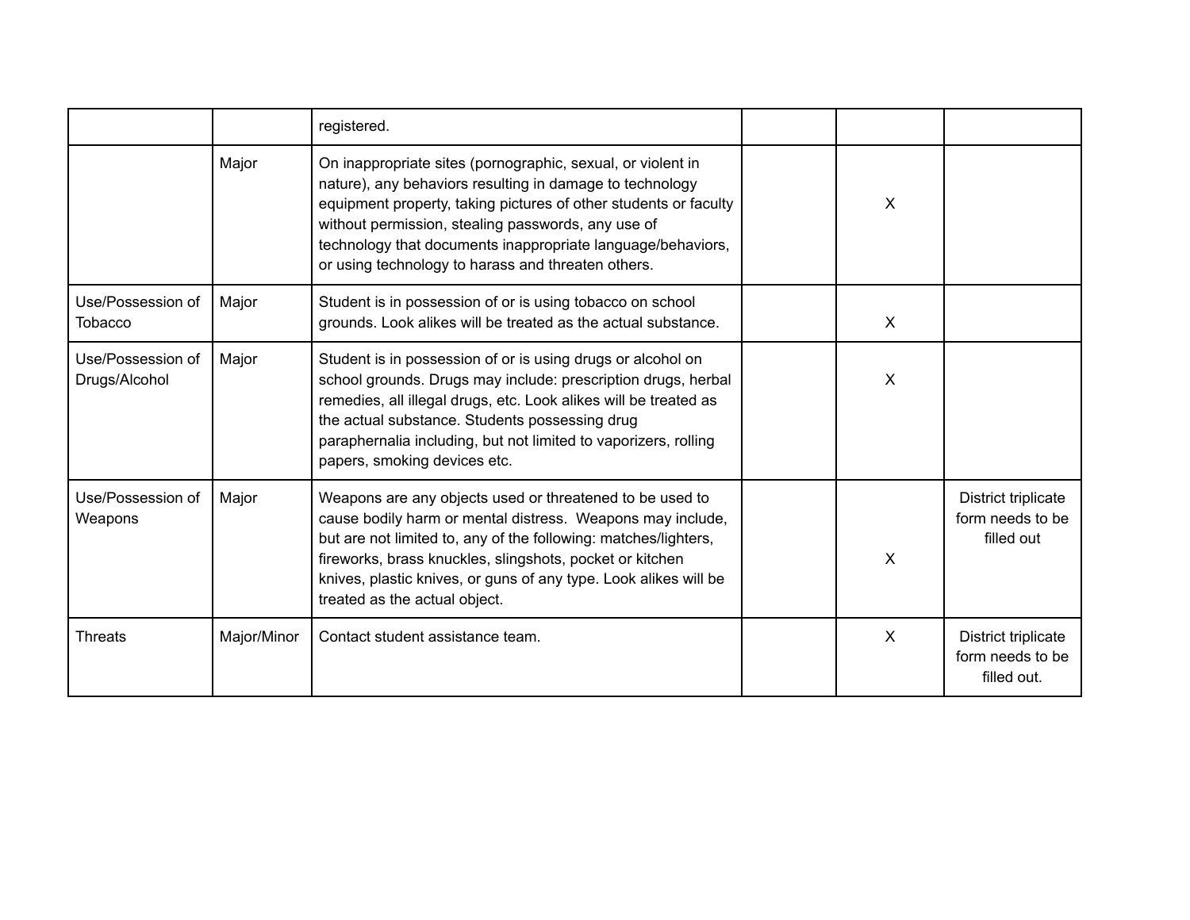| | | | | | |
|---|---|---|---|---|---|
| | | registered. | | | |
| | Major | On inappropriate sites (pornographic, sexual, or violent in nature), any behaviors resulting in damage to technology equipment property, taking pictures of other students or faculty without permission, stealing passwords, any use of technology that documents inappropriate language/behaviors, or using technology to harass and threaten others. | | X | |
| Use/Possession of Tobacco | Major | Student is in possession of or is using tobacco on school grounds. Look alikes will be treated as the actual substance. | | X | |
| Use/Possession of Drugs/Alcohol | Major | Student is in possession of or is using drugs or alcohol on school grounds. Drugs may include: prescription drugs, herbal remedies, all illegal drugs, etc. Look alikes will be treated as the actual substance. Students possessing drug paraphernalia including, but not limited to vaporizers, rolling papers, smoking devices etc. | | X | |
| Use/Possession of Weapons | Major | Weapons are any objects used or threatened to be used to cause bodily harm or mental distress. Weapons may include, but are not limited to, any of the following: matches/lighters, fireworks, brass knuckles, slingshots, pocket or kitchen knives, plastic knives, or guns of any type. Look alikes will be treated as the actual object. | | X | District triplicate form needs to be filled out |
| Threats | Major/Minor | Contact student assistance team. | | X | District triplicate form needs to be filled out. |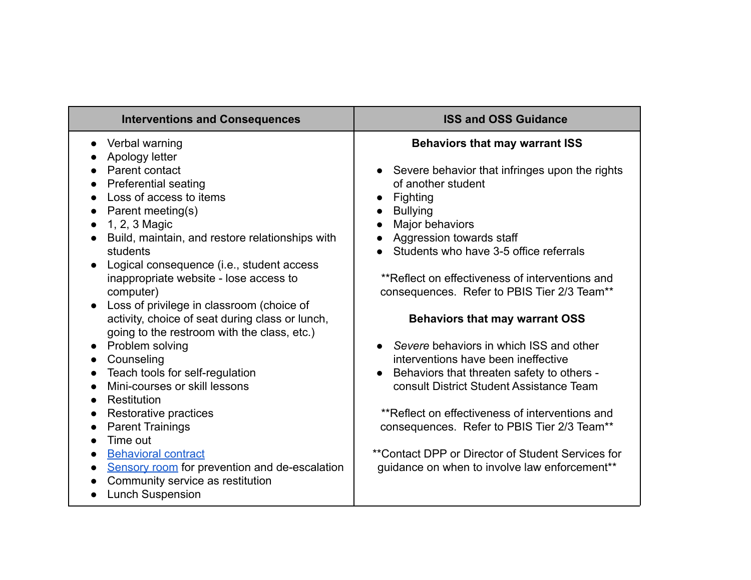| Interventions and Consequences | ISS and OSS Guidance |
|---|---|
| • Verbal warning<br>• Apology letter<br>• Parent contact<br>• Preferential seating<br>• Loss of access to items<br>• Parent meeting(s)<br>• 1, 2, 3 Magic<br>• Build, maintain, and restore relationships with students<br>• Logical consequence (i.e., student access inappropriate website - lose access to computer)<br>• Loss of privilege in classroom (choice of activity, choice of seat during class or lunch, going to the restroom with the class, etc.)<br>• Problem solving<br>• Counseling<br>• Teach tools for self-regulation<br>• Mini-courses or skill lessons<br>• Restitution<br>• Restorative practices<br>• Parent Trainings<br>• Time out<br>• Behavioral contract<br>• Sensory room for prevention and de-escalation<br>• Community service as restitution<br>• Lunch Suspension | **Behaviors that may warrant ISS**<br><br>• Severe behavior that infringes upon the rights of another student<br>• Fighting<br>• Bullying<br>• Major behaviors<br>• Aggression towards staff<br>• Students who have 3-5 office referrals<br><br>\*\*Reflect on effectiveness of interventions and consequences. Refer to PBIS Tier 2/3 Team\*\*<br><br>**Behaviors that may warrant OSS**<br><br>• *Severe* behaviors in which ISS and other interventions have been ineffective<br>• Behaviors that threaten safety to others - consult District Student Assistance Team<br><br>\*\*Reflect on effectiveness of interventions and consequences. Refer to PBIS Tier 2/3 Team\*\*<br><br>\*\*Contact DPP or Director of Student Services for guidance on when to involve law enforcement\*\* |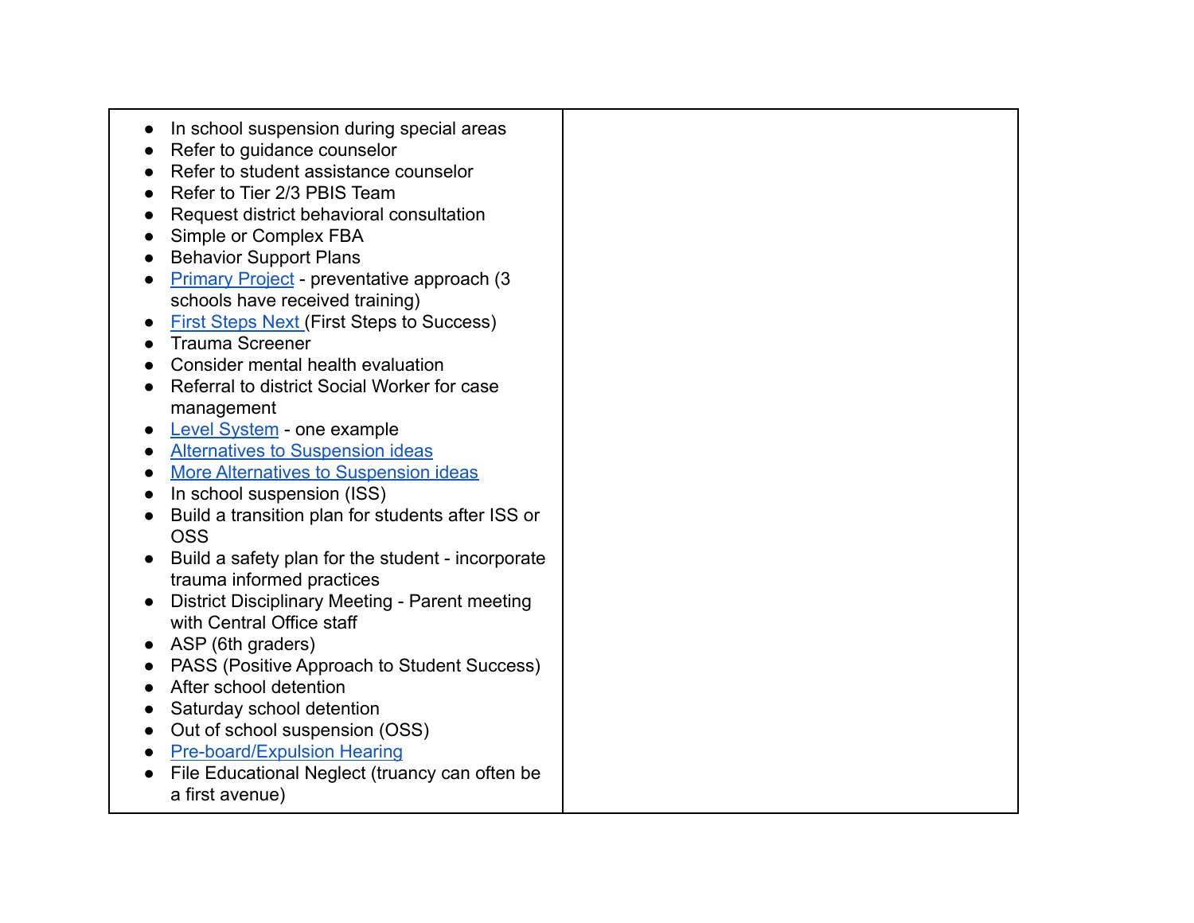| | |
|---|---|
| • In school suspension during special areas<br>• Refer to guidance counselor<br>• Refer to student assistance counselor<br>• Refer to Tier 2/3 PBIS Team<br>• Request district behavioral consultation<br>• Simple or Complex FBA<br>• Behavior Support Plans<br>• Primary Project - preventative approach (3 schools have received training)<br>• First Steps Next (First Steps to Success)<br>• Trauma Screener<br>• Consider mental health evaluation<br>• Referral to district Social Worker for case management<br>• Level System - one example<br>• Alternatives to Suspension ideas<br>• More Alternatives to Suspension ideas<br>• In school suspension (ISS)<br>• Build a transition plan for students after ISS or OSS<br>• Build a safety plan for the student - incorporate trauma informed practices<br>• District Disciplinary Meeting - Parent meeting with Central Office staff<br>• ASP (6th graders)<br>• PASS (Positive Approach to Student Success)<br>• After school detention<br>• Saturday school detention<br>• Out of school suspension (OSS)<br>• Pre-board/Expulsion Hearing<br>• File Educational Neglect (truancy can often be a first avenue) | |